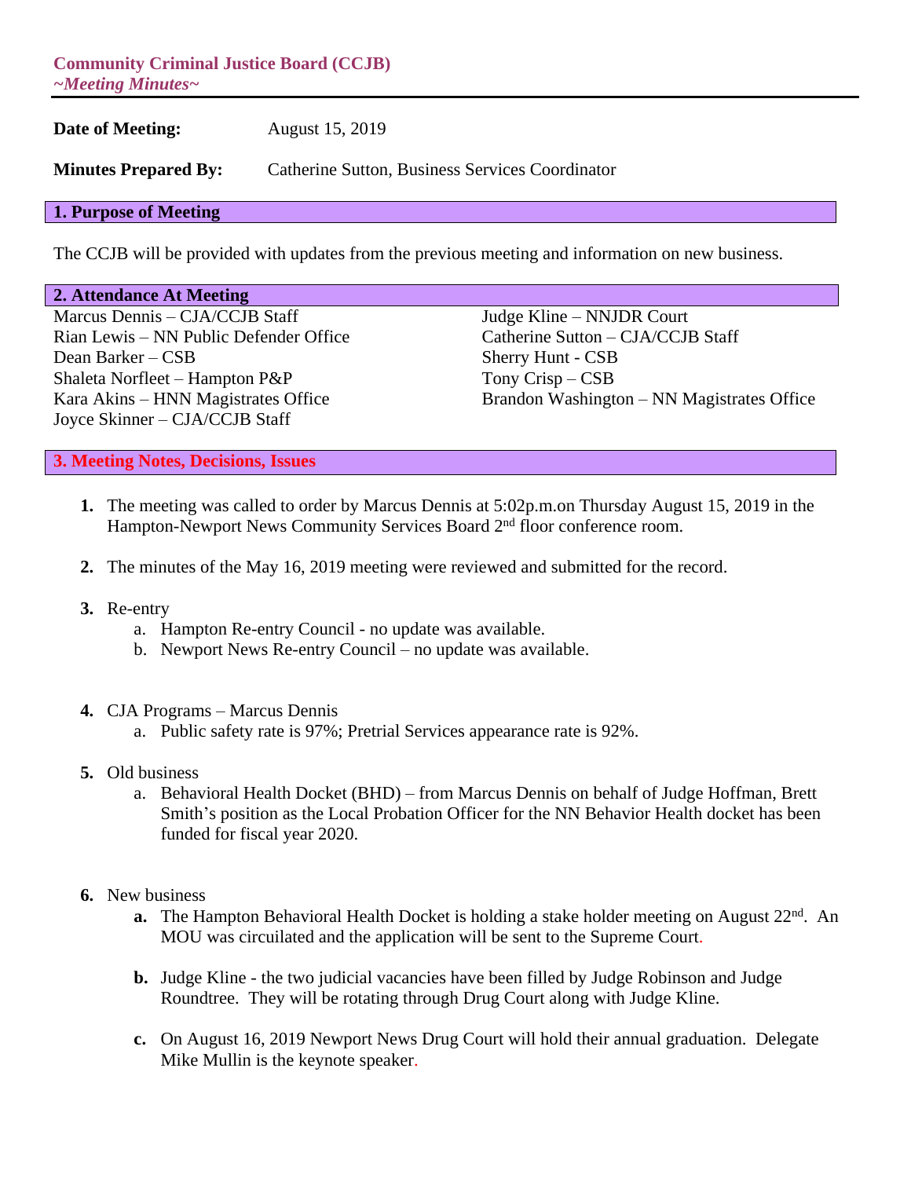# Community Criminal Justice Board (CCJB)
*~Meeting Minutes~*

**Date of Meeting:** August 15, 2019

**Minutes Prepared By:** Catherine Sutton, Business Services Coordinator

## 1. Purpose of Meeting

The CCJB will be provided with updates from the previous meeting and information on new business.

## 2. Attendance At Meeting

Marcus Dennis – CJA/CCJB Staff
Rian Lewis – NN Public Defender Office
Dean Barker – CSB
Shaleta Norfleet – Hampton P&P
Kara Akins – HNN Magistrates Office
Joyce Skinner – CJA/CCJB Staff
Judge Kline – NNJDR Court
Catherine Sutton – CJA/CCJB Staff
Sherry Hunt - CSB
Tony Crisp – CSB
Brandon Washington – NN Magistrates Office

## 3. Meeting Notes, Decisions, Issues

1. The meeting was called to order by Marcus Dennis at 5:02p.m.on Thursday August 15, 2019 in the Hampton-Newport News Community Services Board 2nd floor conference room.

2. The minutes of the May 16, 2019 meeting were reviewed and submitted for the record.

3. Re-entry
   a. Hampton Re-entry Council - no update was available.
   b. Newport News Re-entry Council – no update was available.

4. CJA Programs – Marcus Dennis
   a. Public safety rate is 97%; Pretrial Services appearance rate is 92%.

5. Old business
   a. Behavioral Health Docket (BHD) – from Marcus Dennis on behalf of Judge Hoffman, Brett Smith's position as the Local Probation Officer for the NN Behavior Health docket has been funded for fiscal year 2020.

6. New business
   **a.** The Hampton Behavioral Health Docket is holding a stake holder meeting on August 22nd. An MOU was circuilated and the application will be sent to the Supreme Court.

   **b.** Judge Kline - the two judicial vacancies have been filled by Judge Robinson and Judge Roundtree. They will be rotating through Drug Court along with Judge Kline.

   **c.** On August 16, 2019 Newport News Drug Court will hold their annual graduation. Delegate Mike Mullin is the keynote speaker.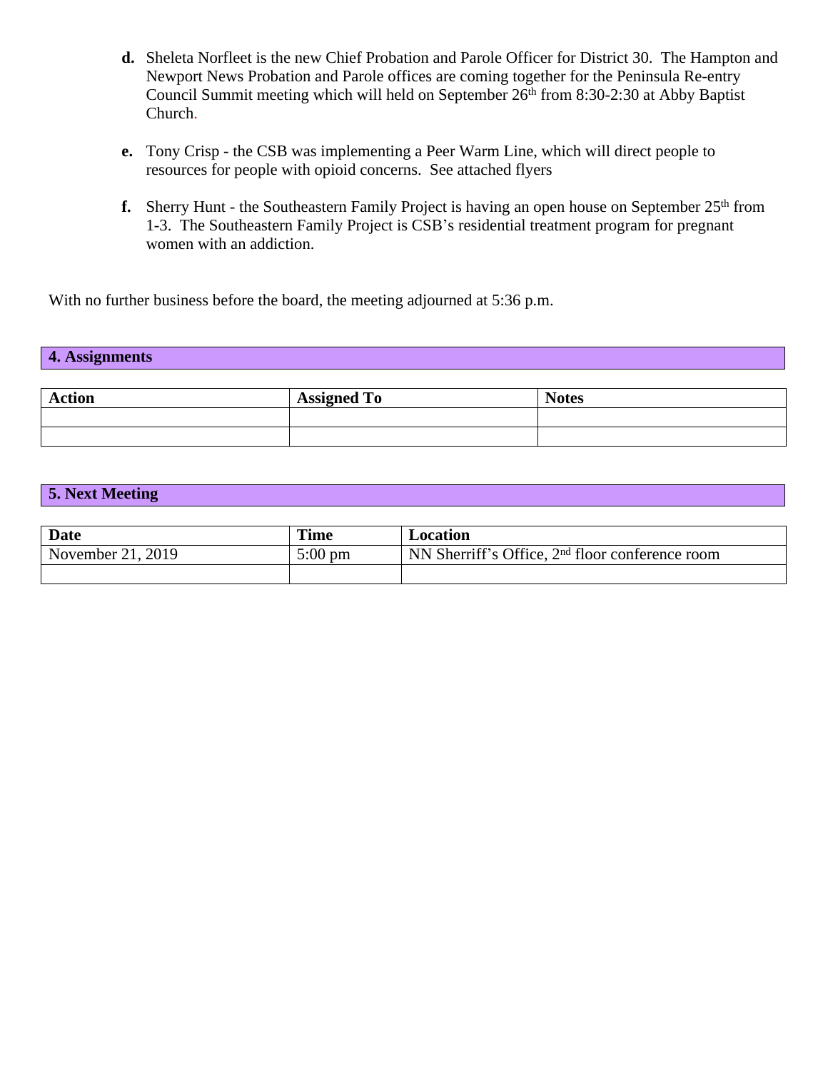d. Sheleta Norfleet is the new Chief Probation and Parole Officer for District 30. The Hampton and Newport News Probation and Parole offices are coming together for the Peninsula Re-entry Council Summit meeting which will held on September 26th from 8:30-2:30 at Abby Baptist Church.

e. Tony Crisp - the CSB was implementing a Peer Warm Line, which will direct people to resources for people with opioid concerns. See attached flyers

f. Sherry Hunt - the Southeastern Family Project is having an open house on September 25th from 1-3. The Southeastern Family Project is CSB's residential treatment program for pregnant women with an addiction.

With no further business before the board, the meeting adjourned at 5:36 p.m.

## 4. Assignments

| Action | Assigned To | Notes |
|---|---|---|
| | | |
| | | |

## 5. Next Meeting

| Date | Time | Location |
|---|---|---|
| November 21, 2019 | 5:00 pm | NN Sherriff's Office, 2nd floor conference room |
| | | |